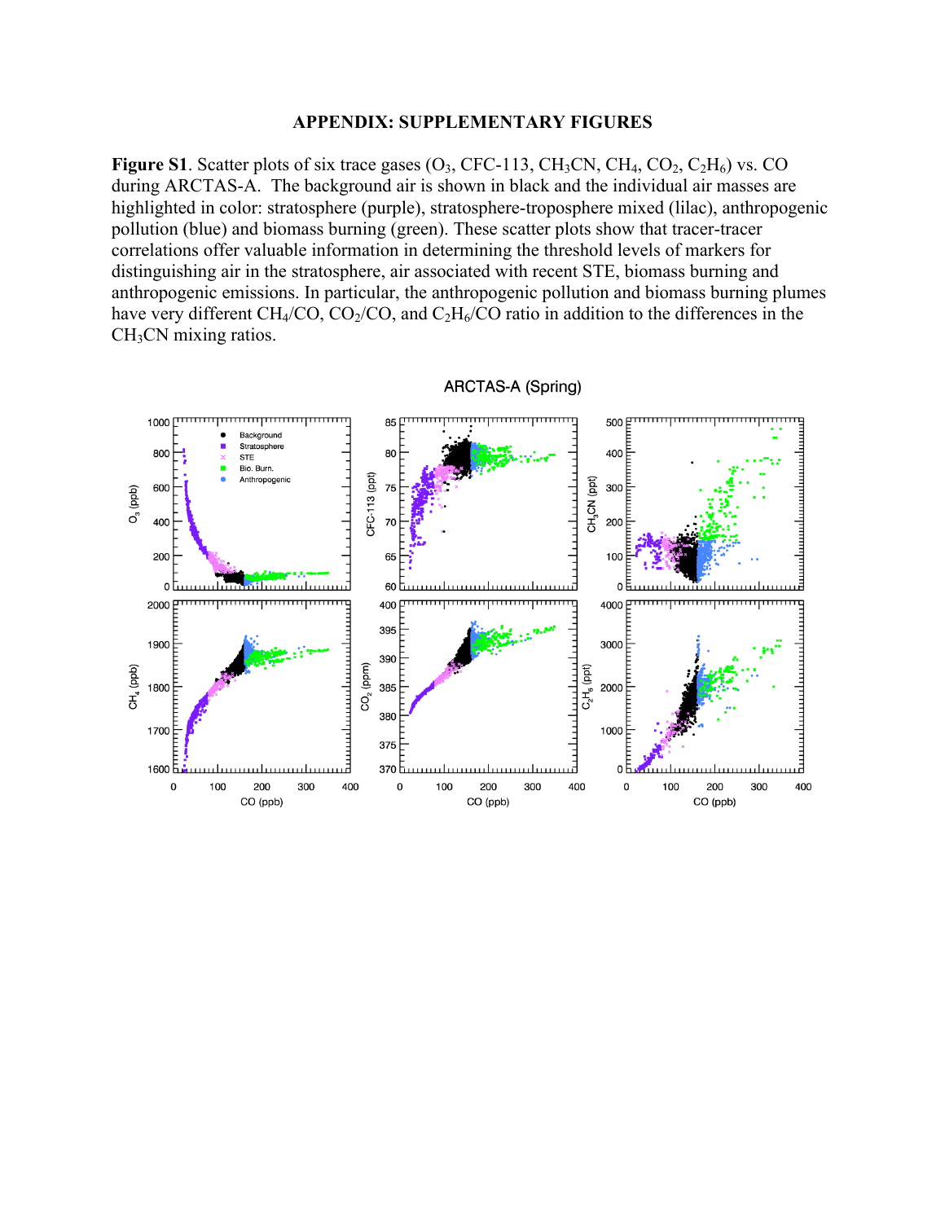# APPENDIX: SUPPLEMENTARY FIGURES

**Figure S1**. Scatter plots of six trace gases ($O_3$, CFC-113, $CH_3CN$, $CH_4$, $CO_2$, $C_2H_6$) vs. CO during ARCTAS-A. The background air is shown in black and the individual air masses are highlighted in color: stratosphere (purple), stratosphere-troposphere mixed (lilac), anthropogenic pollution (blue) and biomass burning (green). These scatter plots show that tracer-tracer correlations offer valuable information in determining the threshold levels of markers for distinguishing air in the stratosphere, air associated with recent STE, biomass burning and anthropogenic emissions. In particular, the anthropogenic pollution and biomass burning plumes have very different $CH_4$/CO, $CO_2$/CO, and $C_2H_6$/CO ratio in addition to the differences in the $CH_3CN$ mixing ratios.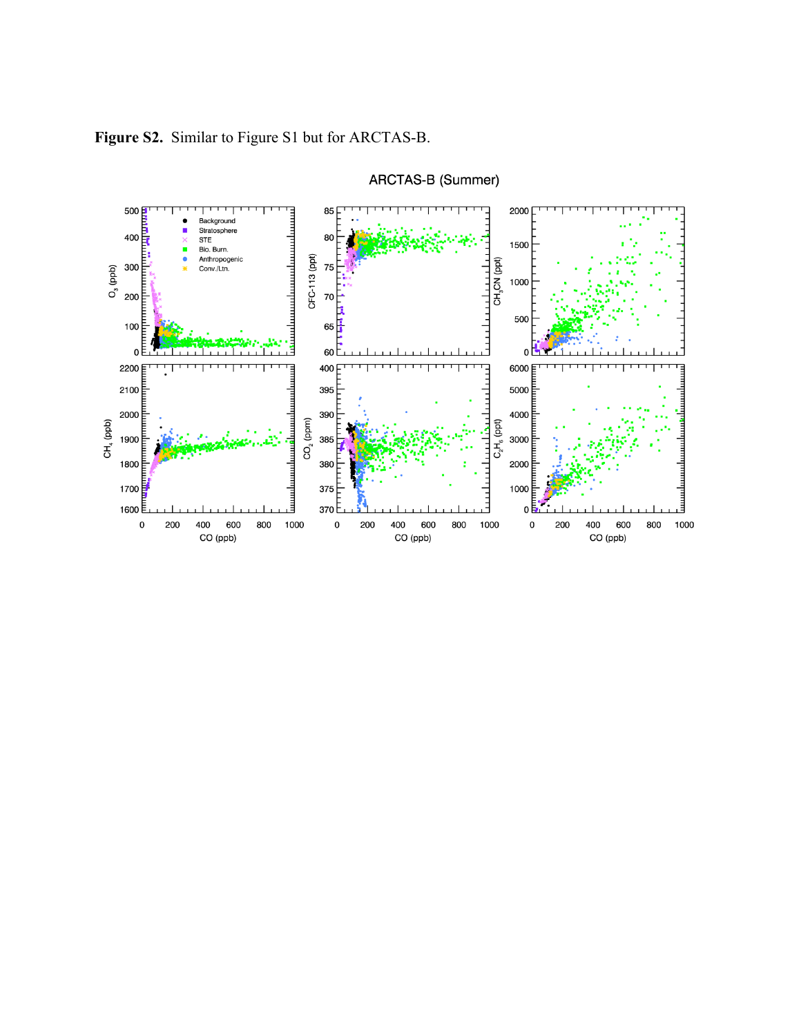**Figure S2.** Similar to Figure S1 but for ARCTAS-B.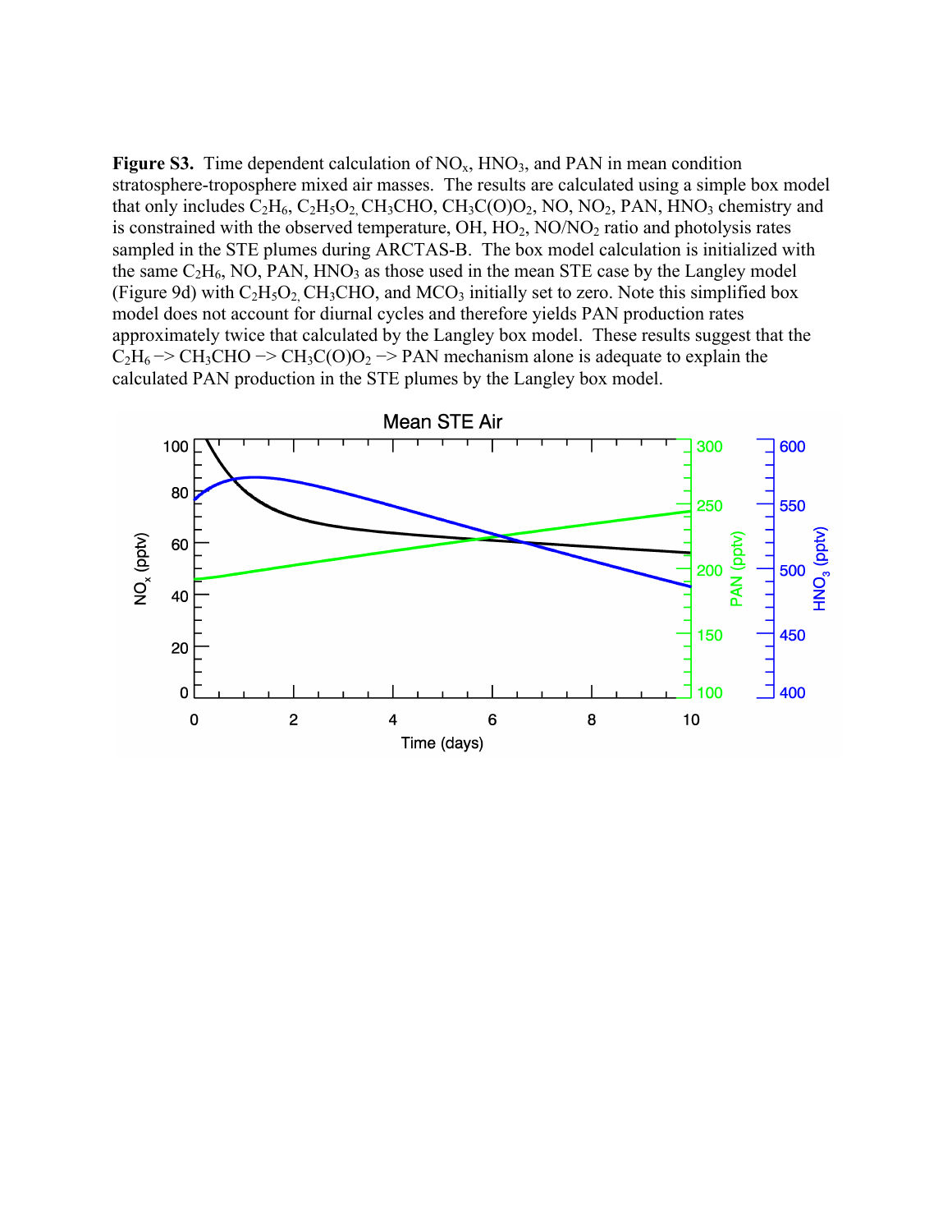**Figure S3.** Time dependent calculation of $NO_x$, $HNO_3$, and PAN in mean condition stratosphere-troposphere mixed air masses. The results are calculated using a simple box model that only includes $C_2H_6$, $C_2H_5O_2$, $CH_3CHO$, $CH_3C(O)O_2$, NO, $NO_2$, PAN, $HNO_3$ chemistry and is constrained with the observed temperature, OH, $HO_2$, $NO/NO_2$ ratio and photolysis rates sampled in the STE plumes during ARCTAS-B. The box model calculation is initialized with the same $C_2H_6$, NO, PAN, $HNO_3$ as those used in the mean STE case by the Langley model (Figure 9d) with $C_2H_5O_2$, $CH_3CHO$, and $MCO_3$ initially set to zero. Note this simplified box model does not account for diurnal cycles and therefore yields PAN production rates approximately twice that calculated by the Langley box model. These results suggest that the $C_2H_6 \rightarrow CH_3CHO \rightarrow CH_3C(O)O_2 \rightarrow$ PAN mechanism alone is adequate to explain the calculated PAN production in the STE plumes by the Langley box model.

Mean STE Air

$NO_x$ (pptv)

0
20
40
60
80
100

PAN (pptv)

100
150
200
250
300

$HNO_3$ (pptv)

400
450
500
550
600

Time (days)

0
2
4
6
8
10